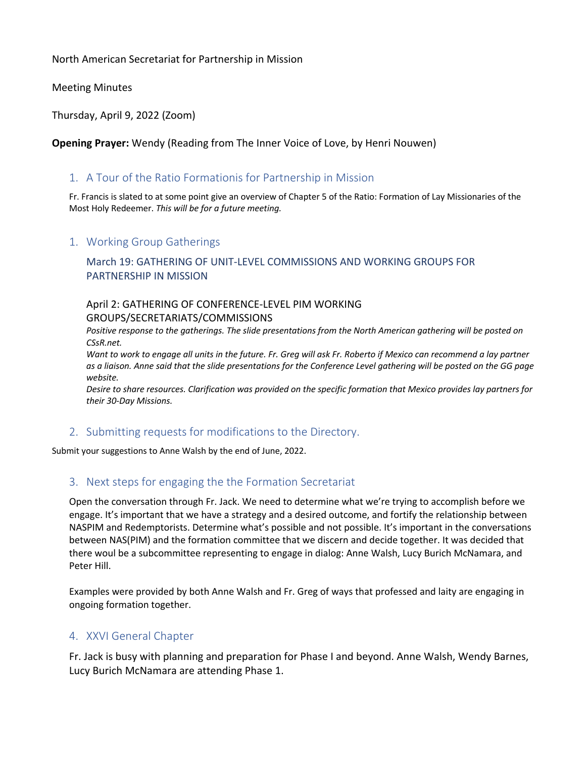North American Secretariat for Partnership in Mission

Meeting Minutes

Thursday, April 9, 2022 (Zoom)

**Opening Prayer:** Wendy (Reading from The Inner Voice of Love, by Henri Nouwen)

## 1. A Tour of the Ratio Formationis for Partnership in Mission

Fr. Francis is slated to at some point give an overview of Chapter 5 of the Ratio: Formation of Lay Missionaries of the Most Holy Redeemer. *This will be for a future meeting.*

## 1. Working Group Gatherings

### March 19: GATHERING OF UNIT-LEVEL COMMISSIONS AND WORKING GROUPS FOR PARTNERSHIP IN MISSION

### April 2: GATHERING OF CONFERENCE-LEVEL PIM WORKING GROUPS/SECRETARIATS/COMMISSIONS

*Positive response to the gatherings. The slide presentations from the North American gathering will be posted on CSsR.net.*

*Want to work to engage all units in the future. Fr. Greg will ask Fr. Roberto if Mexico can recommend a lay partner as a liaison. Anne said that the slide presentations for the Conference Level gathering will be posted on the GG page website.*

*Desire to share resources. Clarification was provided on the specific formation that Mexico provides lay partners for their 30-Day Missions.*

## 2. Submitting requests for modifications to the Directory.

Submit your suggestions to Anne Walsh by the end of June, 2022.

## 3. Next steps for engaging the the Formation Secretariat

Open the conversation through Fr. Jack. We need to determine what we're trying to accomplish before we engage. It's important that we have a strategy and a desired outcome, and fortify the relationship between NASPIM and Redemptorists. Determine what's possible and not possible. It's important in the conversations between NAS(PIM) and the formation committee that we discern and decide together. It was decided that there woul be a subcommittee representing to engage in dialog: Anne Walsh, Lucy Burich McNamara, and Peter Hill.

Examples were provided by both Anne Walsh and Fr. Greg of ways that professed and laity are engaging in ongoing formation together.

## 4. XXVI General Chapter

Fr. Jack is busy with planning and preparation for Phase I and beyond. Anne Walsh, Wendy Barnes, Lucy Burich McNamara are attending Phase 1.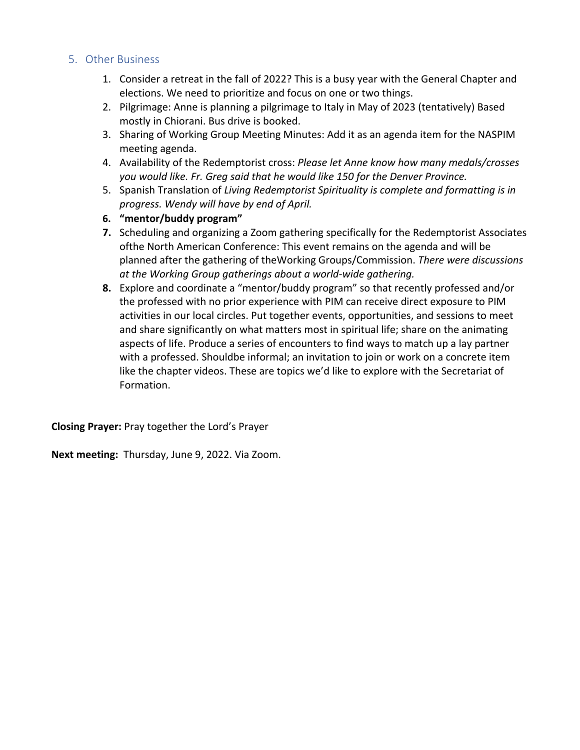## 5. Other Business

1. Consider a retreat in the fall of 2022? This is a busy year with the General Chapter and elections. We need to prioritize and focus on one or two things.
2. Pilgrimage: Anne is planning a pilgrimage to Italy in May of 2023 (tentatively) Based mostly in Chiorani. Bus drive is booked.
3. Sharing of Working Group Meeting Minutes: Add it as an agenda item for the NASPIM meeting agenda.
4. Availability of the Redemptorist cross: *Please let Anne know how many medals/crosses you would like. Fr. Greg said that he would like 150 for the Denver Province.*
5. Spanish Translation of *Living Redemptorist Spirituality is complete and formatting is in progress. Wendy will have by end of April.*
6. **"mentor/buddy program"**
7. Scheduling and organizing a Zoom gathering specifically for the Redemptorist Associates ofthe North American Conference: This event remains on the agenda and will be planned after the gathering of theWorking Groups/Commission. *There were discussions at the Working Group gatherings about a world-wide gathering.*
8. Explore and coordinate a "mentor/buddy program" so that recently professed and/or the professed with no prior experience with PIM can receive direct exposure to PIM activities in our local circles. Put together events, opportunities, and sessions to meet and share significantly on what matters most in spiritual life; share on the animating aspects of life. Produce a series of encounters to find ways to match up a lay partner with a professed. Shouldbe informal; an invitation to join or work on a concrete item like the chapter videos. These are topics we'd like to explore with the Secretariat of Formation.

**Closing Prayer:** Pray together the Lord's Prayer

**Next meeting:** Thursday, June 9, 2022. Via Zoom.